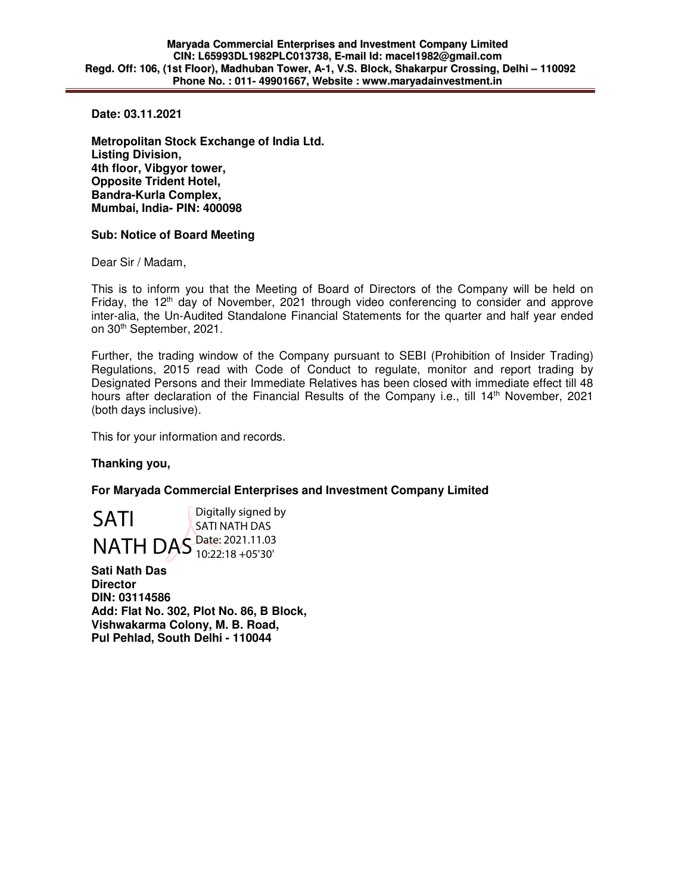**Maryada Commercial Enterprises and Investment Company Limited**
**CIN: L65993DL1982PLC013738, E-mail Id: macel1982@gmail.com**
**Regd. Off: 106, (1st Floor), Madhuban Tower, A-1, V.S. Block, Shakarpur Crossing, Delhi – 110092**
**Phone No. : 011- 49901667, Website : www.maryadainvestment.in**

**Date: 03.11.2021**

**Metropolitan Stock Exchange of India Ltd.**
**Listing Division,**
**4th floor, Vibgyor tower,**
**Opposite Trident Hotel,**
**Bandra-Kurla Complex,**
**Mumbai, India- PIN: 400098**

**Sub: Notice of Board Meeting**

Dear Sir / Madam,

This is to inform you that the Meeting of Board of Directors of the Company will be held on Friday, the 12th day of November, 2021 through video conferencing to consider and approve inter-alia, the Un-Audited Standalone Financial Statements for the quarter and half year ended on 30th September, 2021.

Further, the trading window of the Company pursuant to SEBI (Prohibition of Insider Trading) Regulations, 2015 read with Code of Conduct to regulate, monitor and report trading by Designated Persons and their Immediate Relatives has been closed with immediate effect till 48 hours after declaration of the Financial Results of the Company i.e., till 14th November, 2021 (both days inclusive).

This for your information and records.

**Thanking you,**

**For Maryada Commercial Enterprises and Investment Company Limited**

SATI NATH DAS
Digitally signed by SATI NATH DAS
Date: 2021.11.03 10:22:18 +05'30'

**Sati Nath Das**
**Director**
**DIN: 03114586**
**Add: Flat No. 302, Plot No. 86, B Block,**
**Vishwakarma Colony, M. B. Road,**
**Pul Pehlad, South Delhi - 110044**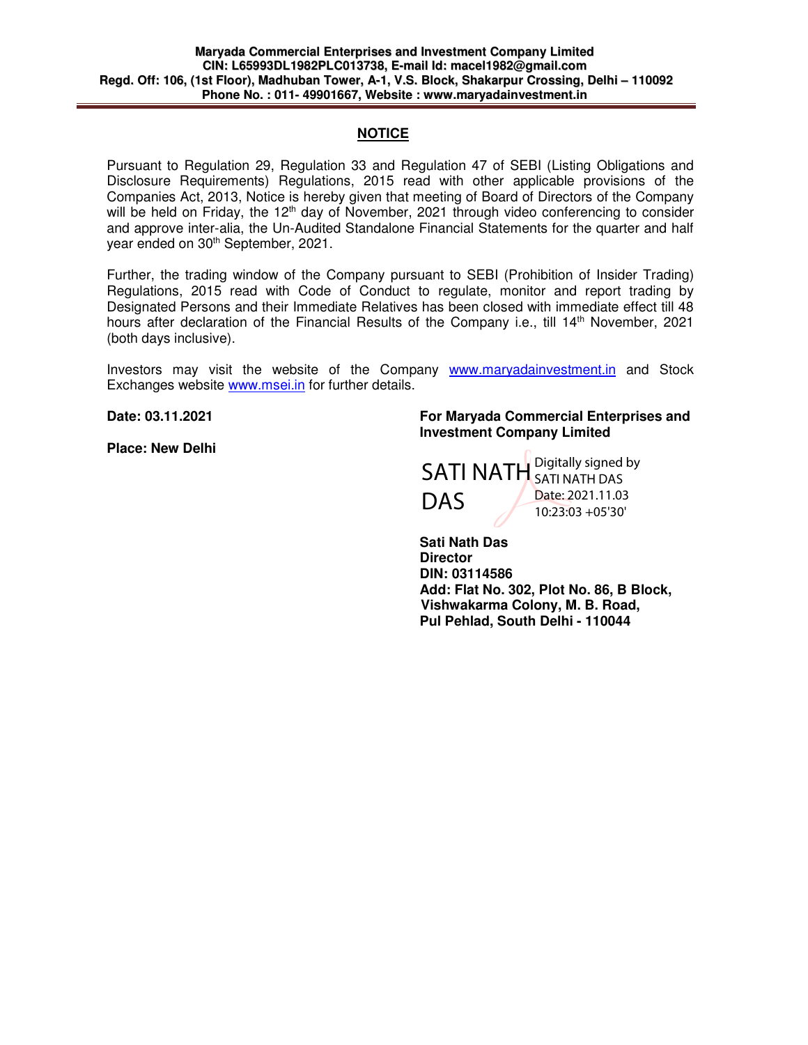**Maryada Commercial Enterprises and Investment Company Limited**
**CIN: L65993DL1982PLC013738, E-mail Id: macel1982@gmail.com**
**Regd. Off: 106, (1st Floor), Madhuban Tower, A-1, V.S. Block, Shakarpur Crossing, Delhi – 110092**
**Phone No. : 011- 49901667, Website : www.maryadainvestment.in**

# NOTICE

Pursuant to Regulation 29, Regulation 33 and Regulation 47 of SEBI (Listing Obligations and Disclosure Requirements) Regulations, 2015 read with other applicable provisions of the Companies Act, 2013, Notice is hereby given that meeting of Board of Directors of the Company will be held on Friday, the 12th day of November, 2021 through video conferencing to consider and approve inter-alia, the Un-Audited Standalone Financial Statements for the quarter and half year ended on 30th September, 2021.

Further, the trading window of the Company pursuant to SEBI (Prohibition of Insider Trading) Regulations, 2015 read with Code of Conduct to regulate, monitor and report trading by Designated Persons and their Immediate Relatives has been closed with immediate effect till 48 hours after declaration of the Financial Results of the Company i.e., till 14th November, 2021 (both days inclusive).

Investors may visit the website of the Company www.maryadainvestment.in and Stock Exchanges website www.msei.in for further details.

**Date: 03.11.2021**

**Place: New Delhi**

**For Maryada Commercial Enterprises and Investment Company Limited**

SATI NATH DAS
Digitally signed by SATI NATH DAS
Date: 2021.11.03 10:23:03 +05'30'

**Sati Nath Das**
**Director**
**DIN: 03114586**
**Add: Flat No. 302, Plot No. 86, B Block, Vishwakarma Colony, M. B. Road, Pul Pehlad, South Delhi - 110044**